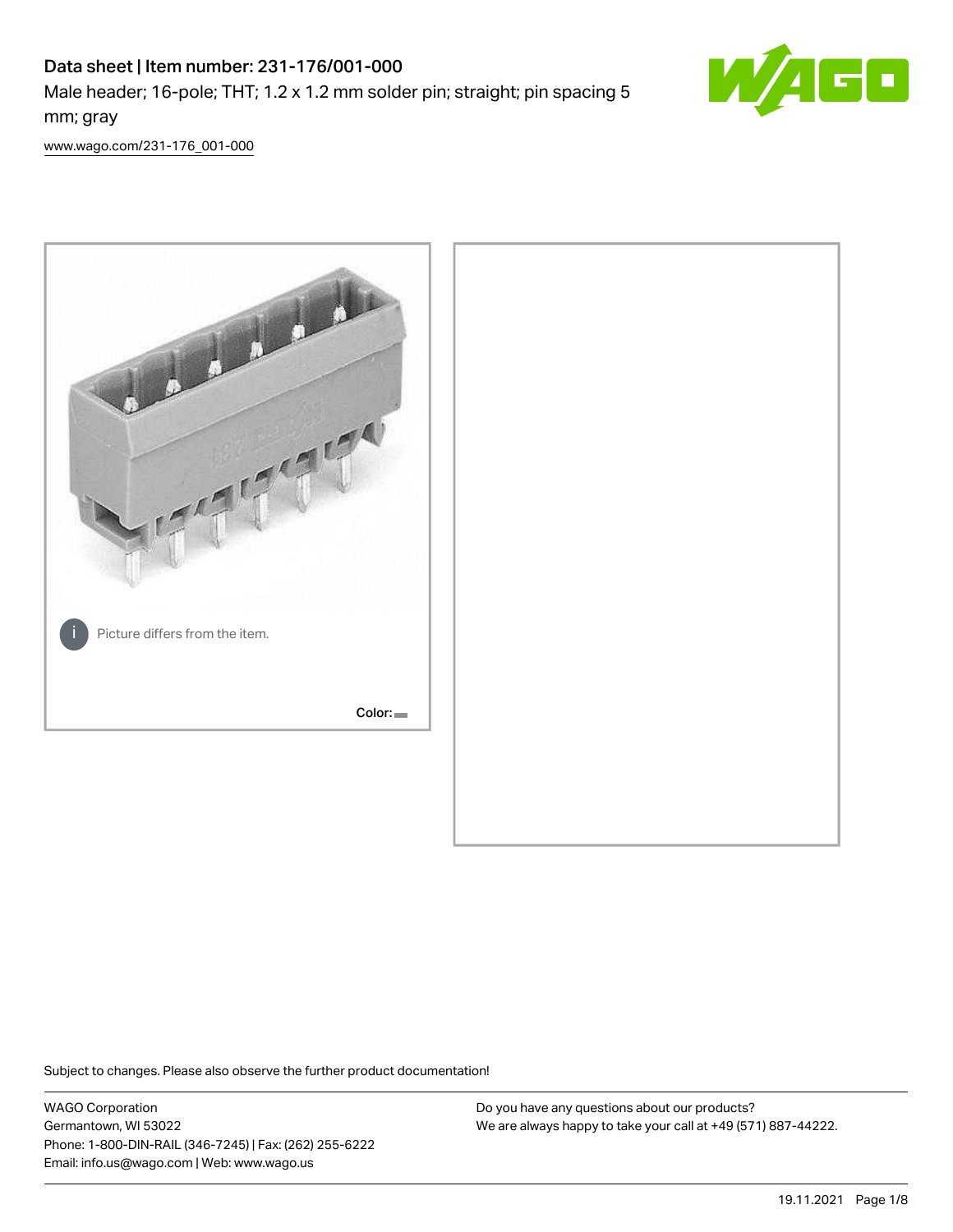# Data sheet | Item number: 231-176/001-000

Male header; 16-pole; THT; 1.2 x 1.2 mm solder pin; straight; pin spacing 5 mm; gray

[www.wago.com/231-176_001-000](www.wago.com/231-176_001-000)

Picture differs from the item.

Color:

Subject to changes. Please also observe the further product documentation!

WAGO Corporation
Germantown, WI 53022
Phone: 1-800-DIN-RAIL (346-7245) | Fax: (262) 255-6222
Email: info.us@wago.com | Web: www.wago.us

Do you have any questions about our products?
We are always happy to take your call at +49 (571) 887-44222.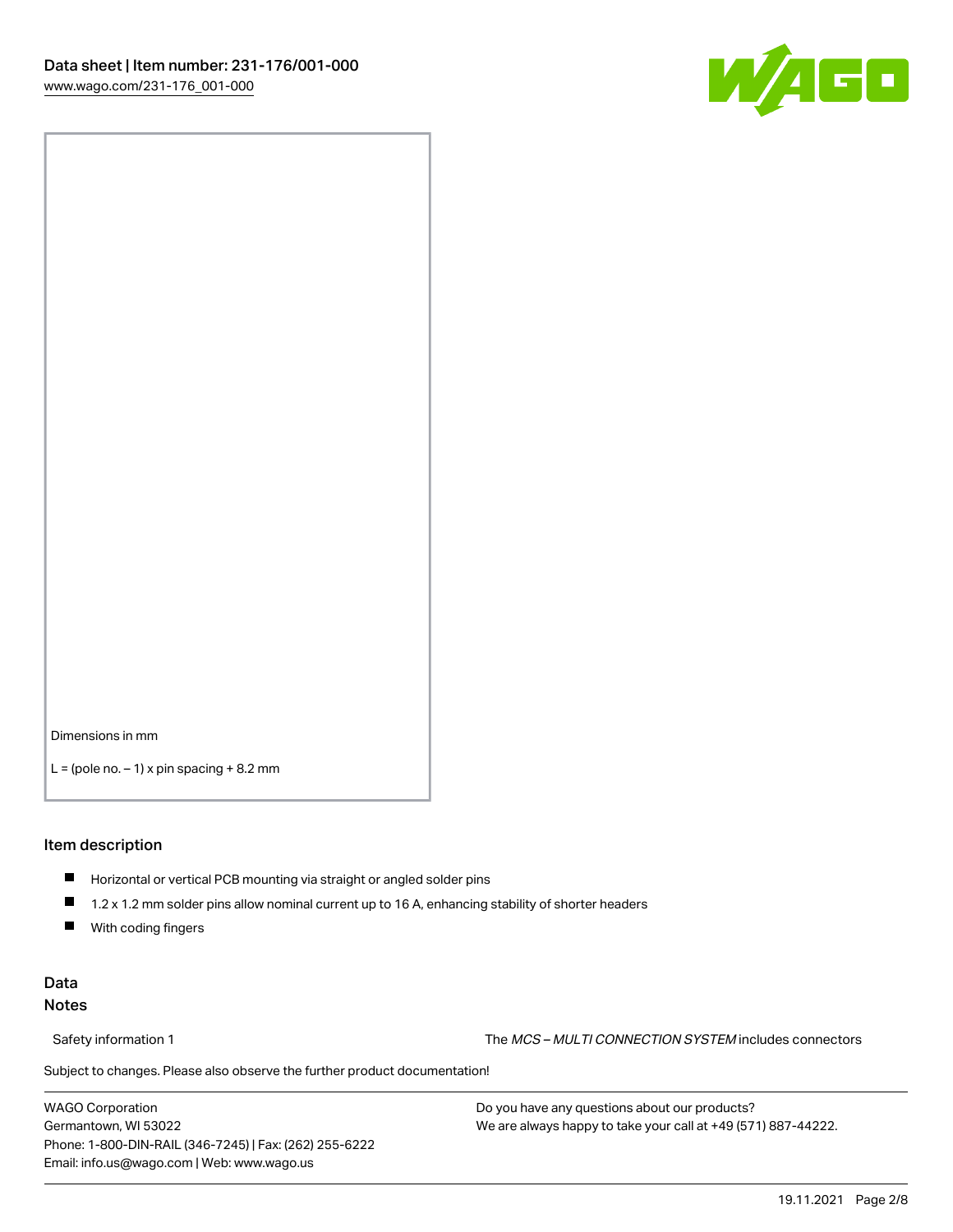Dimensions in mm

L = (pole no. – 1) x pin spacing + 8.2 mm

## Item description

- Horizontal or vertical PCB mounting via straight or angled solder pins
- 1.2 x 1.2 mm solder pins allow nominal current up to 16 A, enhancing stability of shorter headers
- With coding fingers

## Data

### Notes

Safety information 1 The *MCS – MULTI CONNECTION SYSTEM* includes connectors

Subject to changes. Please also observe the further product documentation!

WAGO Corporation
Germantown, WI 53022
Phone: 1-800-DIN-RAIL (346-7245) | Fax: (262) 255-6222
Email: info.us@wago.com | Web: www.wago.us

Do you have any questions about our products?
We are always happy to take your call at +49 (571) 887-44222.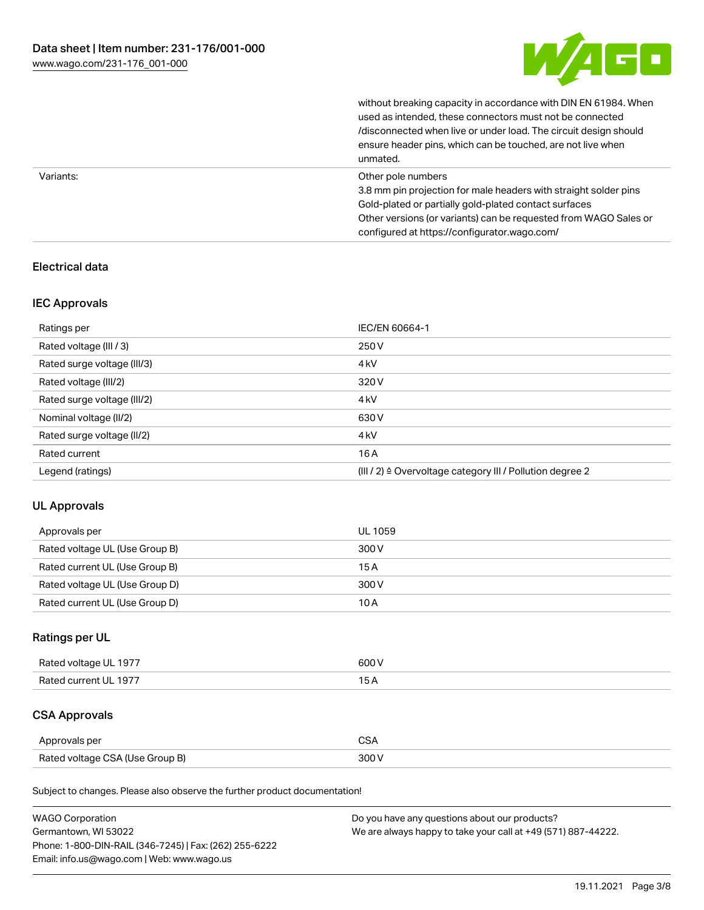| | |
|---|---|
| | without breaking capacity in accordance with DIN EN 61984. When used as intended, these connectors must not be connected /disconnected when live or under load. The circuit design should ensure header pins, which can be touched, are not live when unmated. |
| Variants: | Other pole numbers<br>3.8 mm pin projection for male headers with straight solder pins<br>Gold-plated or partially gold-plated contact surfaces<br>Other versions (or variants) can be requested from WAGO Sales or configured at https://configurator.wago.com/ |

## Electrical data

### IEC Approvals

| | |
|---|---|
| Ratings per | IEC/EN 60664-1 |
| Rated voltage (III / 3) | 250 V |
| Rated surge voltage (III/3) | 4 kV |
| Rated voltage (III/2) | 320 V |
| Rated surge voltage (III/2) | 4 kV |
| Nominal voltage (II/2) | 630 V |
| Rated surge voltage (II/2) | 4 kV |
| Rated current | 16 A |
| Legend (ratings) | (III / 2) ≙ Overvoltage category III / Pollution degree 2 |

### UL Approvals

| | |
|---|---|
| Approvals per | UL 1059 |
| Rated voltage UL (Use Group B) | 300 V |
| Rated current UL (Use Group B) | 15 A |
| Rated voltage UL (Use Group D) | 300 V |
| Rated current UL (Use Group D) | 10 A |

### Ratings per UL

| | |
|---|---|
| Rated voltage UL 1977 | 600 V |
| Rated current UL 1977 | 15 A |

### CSA Approvals

| | |
|---|---|
| Approvals per | CSA |
| Rated voltage CSA (Use Group B) | 300 V |

Subject to changes. Please also observe the further product documentation!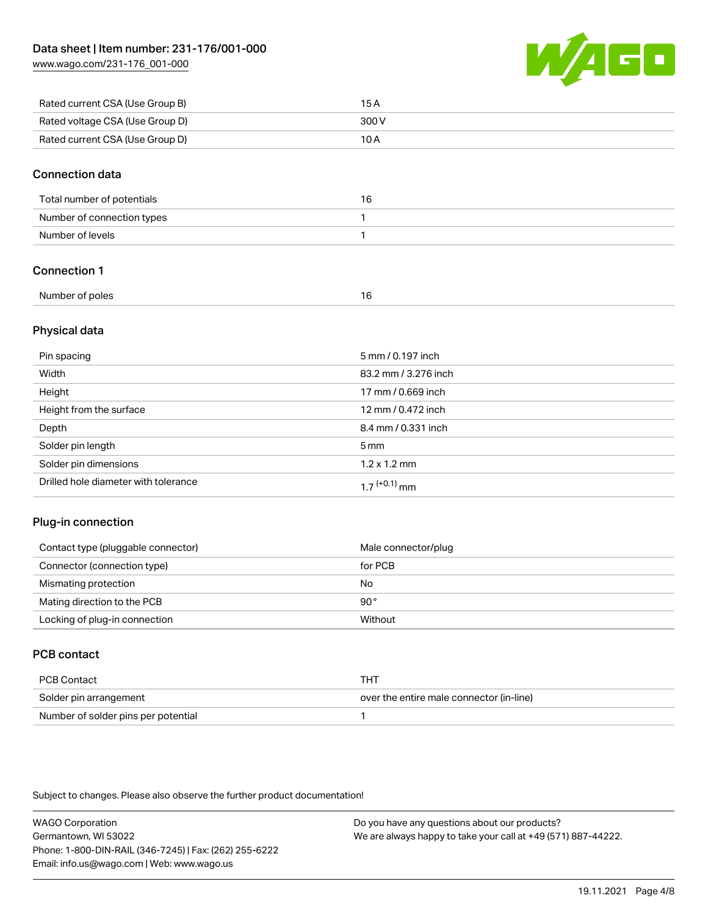| | |
|---|---|
| Rated current CSA (Use Group B) | 15 A |
| Rated voltage CSA (Use Group D) | 300 V |
| Rated current CSA (Use Group D) | 10 A |

## Connection data

| | |
|---|---|
| Total number of potentials | 16 |
| Number of connection types | 1 |
| Number of levels | 1 |

## Connection 1

| | |
|---|---|
| Number of poles | 16 |

## Physical data

| | |
|---|---|
| Pin spacing | 5 mm / 0.197 inch |
| Width | 83.2 mm / 3.276 inch |
| Height | 17 mm / 0.669 inch |
| Height from the surface | 12 mm / 0.472 inch |
| Depth | 8.4 mm / 0.331 inch |
| Solder pin length | 5 mm |
| Solder pin dimensions | 1.2 x 1.2 mm |
| Drilled hole diameter with tolerance | $1.7^{(+0.1)}$ mm |

## Plug-in connection

| | |
|---|---|
| Contact type (pluggable connector) | Male connector/plug |
| Connector (connection type) | for PCB |
| Mismating protection | No |
| Mating direction to the PCB | 90 ° |
| Locking of plug-in connection | Without |

## PCB contact

| | |
|---|---|
| PCB Contact | THT |
| Solder pin arrangement | over the entire male connector (in-line) |
| Number of solder pins per potential | 1 |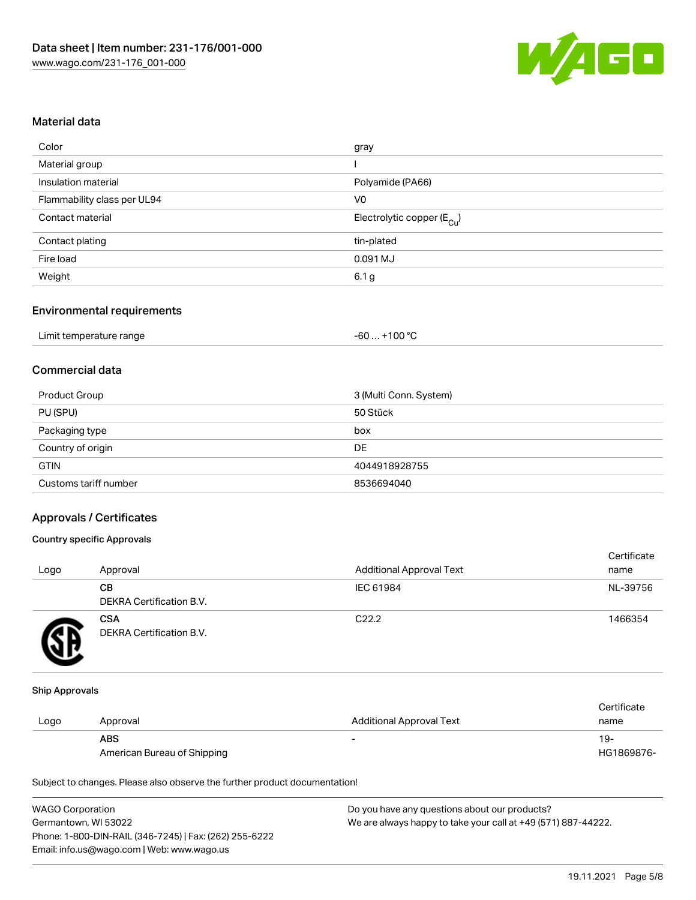## Material data

| | |
|---|---|
| Color | gray |
| Material group | I |
| Insulation material | Polyamide (PA66) |
| Flammability class per UL94 | V0 |
| Contact material | Electrolytic copper ($E_{Cu}$) |
| Contact plating | tin-plated |
| Fire load | 0.091 MJ |
| Weight | 6.1 g |

## Environmental requirements

| | |
|---|---|
| Limit temperature range | -60 … +100 °C |

## Commercial data

| | |
|---|---|
| Product Group | 3 (Multi Conn. System) |
| PU (SPU) | 50 Stück |
| Packaging type | box |
| Country of origin | DE |
| GTIN | 4044918928755 |
| Customs tariff number | 8536694040 |

## Approvals / Certificates

### Country specific Approvals

| Logo | Approval | Additional Approval Text | Certificate name |
|---|---|---|---|
| | **CB**<br>DEKRA Certification B.V. | IEC 61984 | NL-39756 |
| | **CSA**<br>DEKRA Certification B.V. | C22.2 | 1466354 |

### Ship Approvals

| Logo | Approval | Additional Approval Text | Certificate name |
|---|---|---|---|
| | **ABS**<br>American Bureau of Shipping | - | 19-HG1869876- |

Subject to changes. Please also observe the further product documentation!

WAGO Corporation
Germantown, WI 53022
Phone: 1-800-DIN-RAIL (346-7245) | Fax: (262) 255-6222
Email: info.us@wago.com | Web: www.wago.us

Do you have any questions about our products?
We are always happy to take your call at +49 (571) 887-44222.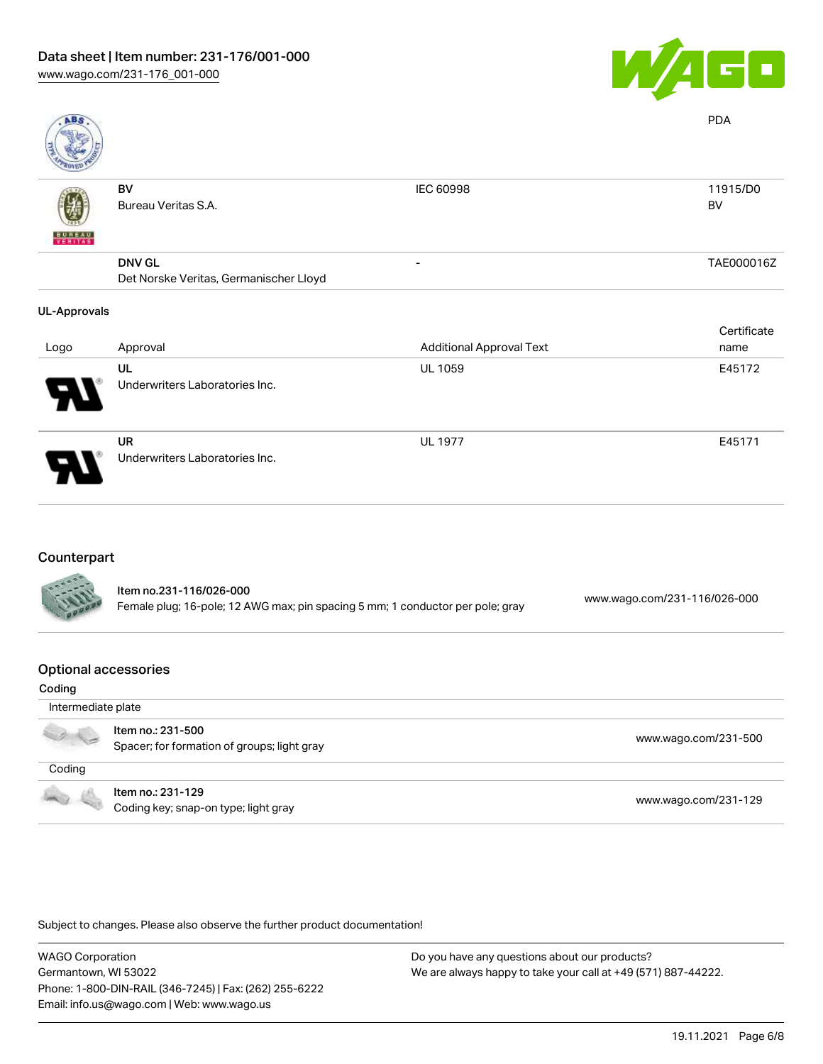Data sheet | Item number: 231-176/001-000
www.wago.com/231-176_001-000

| | | | PDA |
|---|---|---|---|
| | BV<br>Bureau Veritas S.A. | IEC 60998 | 11915/D0<br>BV |
| | DNV GL<br>Det Norske Veritas, Germanischer Lloyd | - | TAE000016Z |

**UL-Approvals**

| Logo | Approval | Additional Approval Text | Certificate name |
|---|---|---|---|
| | UL<br>Underwriters Laboratories Inc. | UL 1059 | E45172 |
| | UR<br>Underwriters Laboratories Inc. | UL 1977 | E45171 |

## Counterpart

| | | |
|---|---|---|
| | **Item no.231-116/026-000**<br>Female plug; 16-pole; 12 AWG max; pin spacing 5 mm; 1 conductor per pole; gray | www.wago.com/231-116/026-000 |

## Optional accessories

**Coding**

| | | |
|---|---|---|
| Intermediate plate | | |
| | Item no.: 231-500<br>Spacer; for formation of groups; light gray | www.wago.com/231-500 |
| Coding | | |
| | Item no.: 231-129<br>Coding key; snap-on type; light gray | www.wago.com/231-129 |

Subject to changes. Please also observe the further product documentation!

WAGO Corporation
Germantown, WI 53022
Phone: 1-800-DIN-RAIL (346-7245) | Fax: (262) 255-6222
Email: info.us@wago.com | Web: www.wago.us

Do you have any questions about our products?
We are always happy to take your call at +49 (571) 887-44222.

19.11.2021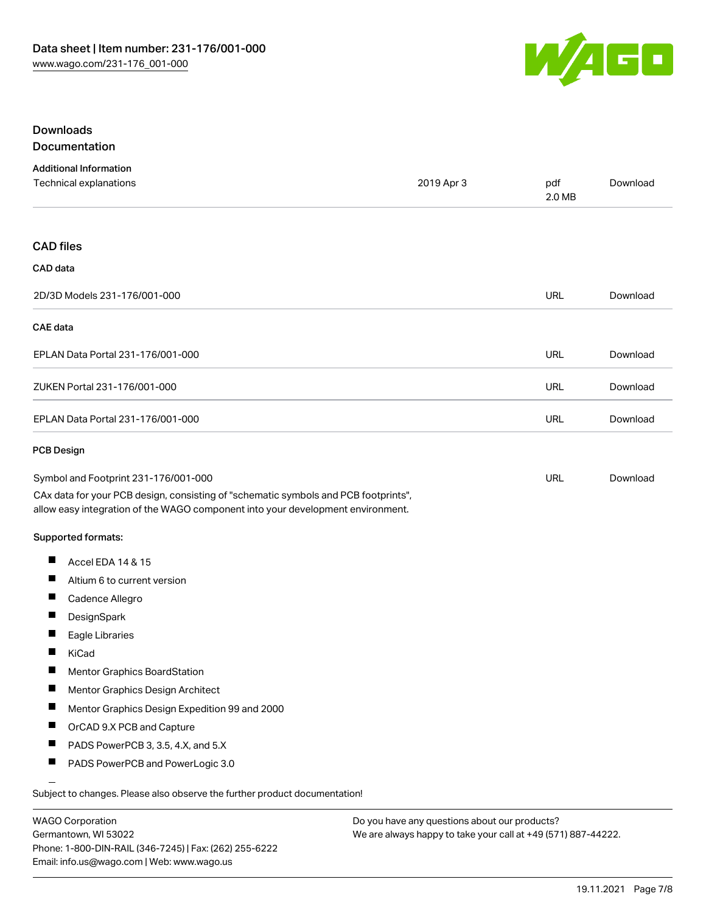## Downloads

### Documentation

**Additional Information**

| | | | |
|---|---|---|---|
| Technical explanations | 2019 Apr 3 | pdf 2.0 MB | Download |

### CAD files

**CAD data**

| | | |
|---|---|---|
| 2D/3D Models 231-176/001-000 | URL | Download |

**CAE data**

| | | |
|---|---|---|
| EPLAN Data Portal 231-176/001-000 | URL | Download |
| ZUKEN Portal 231-176/001-000 | URL | Download |
| EPLAN Data Portal 231-176/001-000 | URL | Download |

**PCB Design**

| | | |
|---|---|---|
| Symbol and Footprint 231-176/001-000 | URL | Download |

CAx data for your PCB design, consisting of "schematic symbols and PCB footprints", allow easy integration of the WAGO component into your development environment.

**Supported formats:**

- Accel EDA 14 & 15
- Altium 6 to current version
- Cadence Allegro
- DesignSpark
- Eagle Libraries
- KiCad
- Mentor Graphics BoardStation
- Mentor Graphics Design Architect
- Mentor Graphics Design Expedition 99 and 2000
- OrCAD 9.X PCB and Capture
- PADS PowerPCB 3, 3.5, 4.X, and 5.X
- PADS PowerPCB and PowerLogic 3.0

Subject to changes. Please also observe the further product documentation!

WAGO Corporation
Germantown, WI 53022
Phone: 1-800-DIN-RAIL (346-7245) | Fax: (262) 255-6222
Email: info.us@wago.com | Web: www.wago.us

Do you have any questions about our products?
We are always happy to take your call at +49 (571) 887-44222.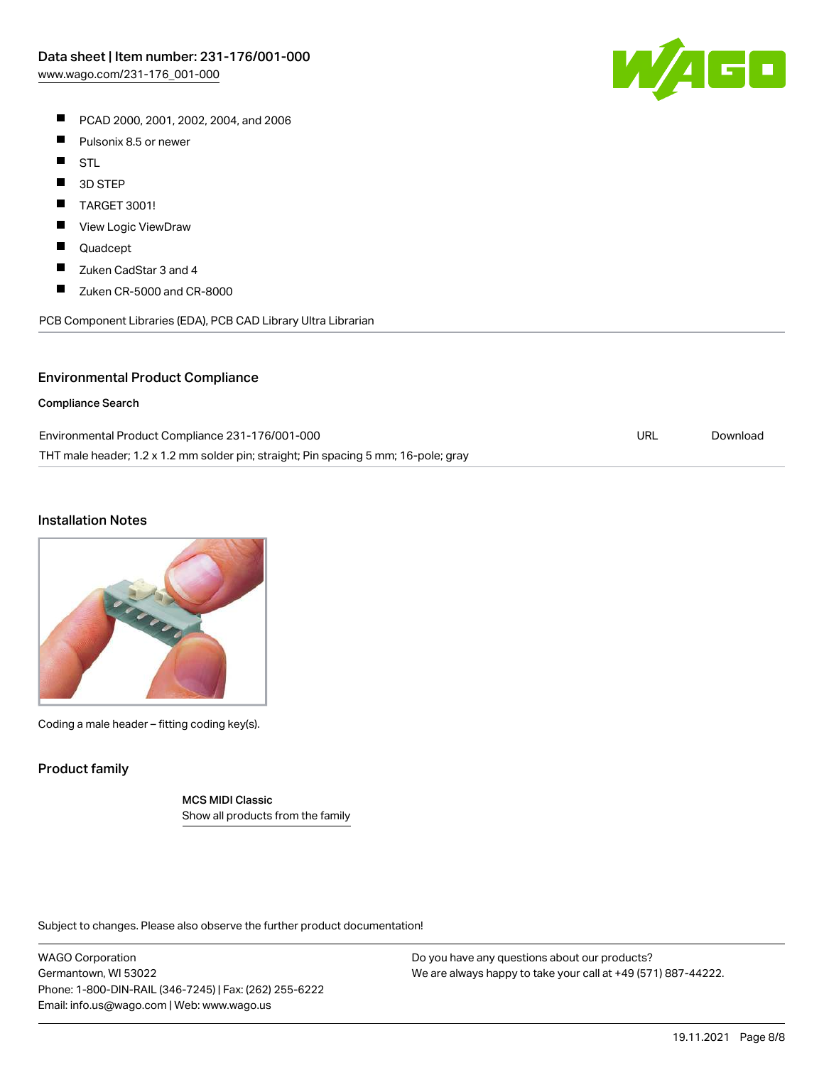- PCAD 2000, 2001, 2002, 2004, and 2006
- Pulsonix 8.5 or newer
- STL
- 3D STEP
- TARGET 3001!
- View Logic ViewDraw
- Quadcept
- Zuken CadStar 3 and 4
- Zuken CR-5000 and CR-8000

PCB Component Libraries (EDA), PCB CAD Library Ultra Librarian

## Environmental Product Compliance

**Compliance Search**

| | | |
|---|---|---|
| Environmental Product Compliance 231-176/001-000<br>THT male header; 1.2 x 1.2 mm solder pin; straight; Pin spacing 5 mm; 16-pole; gray | URL | Download |

## Installation Notes

Coding a male header – fitting coding key(s).

## Product family

**MCS MIDI Classic**
Show all products from the family

Subject to changes. Please also observe the further product documentation!

WAGO Corporation
Germantown, WI 53022
Phone: 1-800-DIN-RAIL (346-7245) | Fax: (262) 255-6222
Email: info.us@wago.com | Web: www.wago.us

Do you have any questions about our products?
We are always happy to take your call at +49 (571) 887-44222.